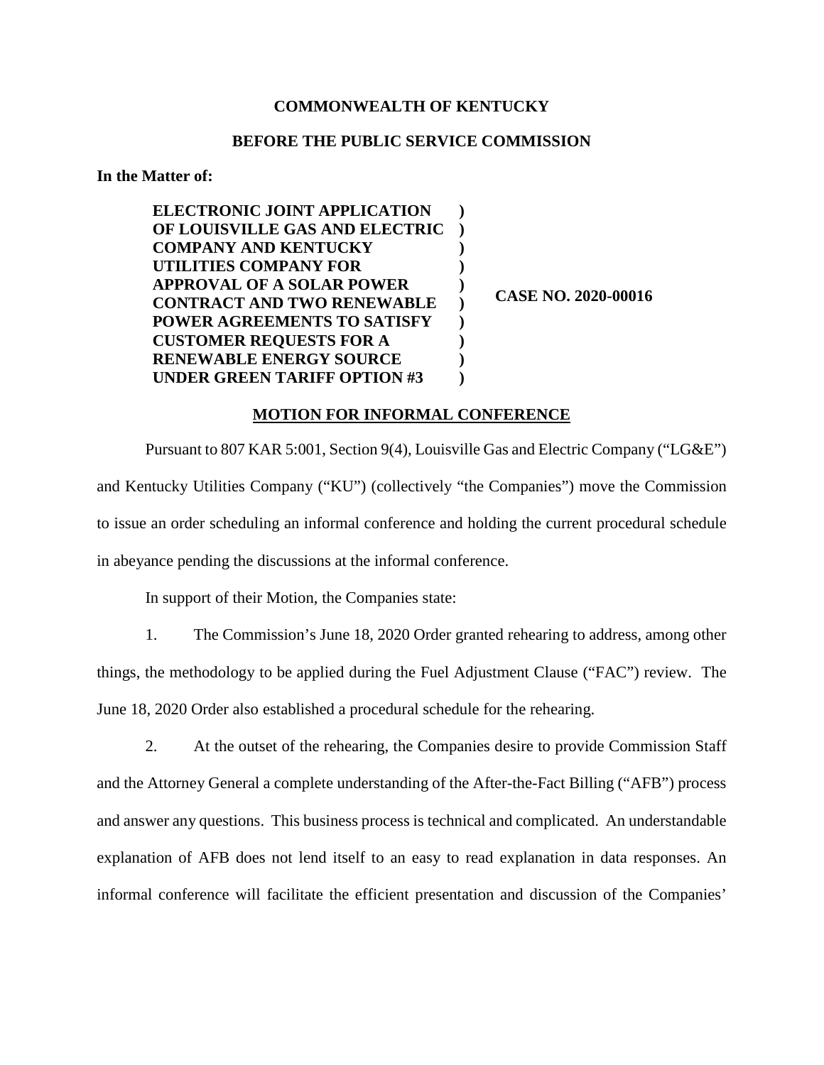**COMMONWEALTH OF KENTUCKY**

**BEFORE THE PUBLIC SERVICE COMMISSION**

**In the Matter of:**

| | | |
|---|---|---|
| **ELECTRONIC JOINT APPLICATION OF LOUISVILLE GAS AND ELECTRIC COMPANY AND KENTUCKY UTILITIES COMPANY FOR APPROVAL OF A SOLAR POWER CONTRACT AND TWO RENEWABLE POWER AGREEMENTS TO SATISFY CUSTOMER REQUESTS FOR A RENEWABLE ENERGY SOURCE UNDER GREEN TARIFF OPTION #3** | **)** | **CASE NO. 2020-00016** |

**MOTION FOR INFORMAL CONFERENCE**

Pursuant to 807 KAR 5:001, Section 9(4), Louisville Gas and Electric Company ("LG&E") and Kentucky Utilities Company ("KU") (collectively "the Companies") move the Commission to issue an order scheduling an informal conference and holding the current procedural schedule in abeyance pending the discussions at the informal conference.

In support of their Motion, the Companies state:

1. The Commission's June 18, 2020 Order granted rehearing to address, among other things, the methodology to be applied during the Fuel Adjustment Clause ("FAC") review. The June 18, 2020 Order also established a procedural schedule for the rehearing.

2. At the outset of the rehearing, the Companies desire to provide Commission Staff and the Attorney General a complete understanding of the After-the-Fact Billing ("AFB") process and answer any questions. This business process is technical and complicated. An understandable explanation of AFB does not lend itself to an easy to read explanation in data responses. An informal conference will facilitate the efficient presentation and discussion of the Companies'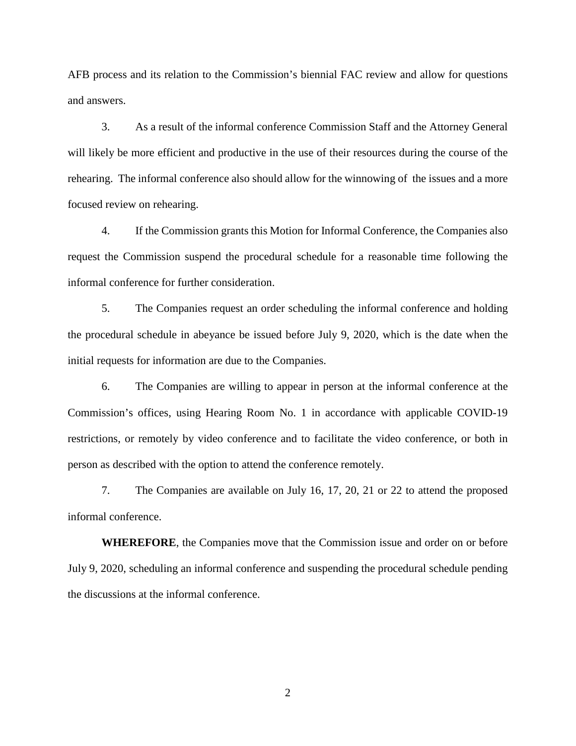AFB process and its relation to the Commission's biennial FAC review and allow for questions and answers.

3. As a result of the informal conference Commission Staff and the Attorney General will likely be more efficient and productive in the use of their resources during the course of the rehearing. The informal conference also should allow for the winnowing of the issues and a more focused review on rehearing.

4. If the Commission grants this Motion for Informal Conference, the Companies also request the Commission suspend the procedural schedule for a reasonable time following the informal conference for further consideration.

5. The Companies request an order scheduling the informal conference and holding the procedural schedule in abeyance be issued before July 9, 2020, which is the date when the initial requests for information are due to the Companies.

6. The Companies are willing to appear in person at the informal conference at the Commission's offices, using Hearing Room No. 1 in accordance with applicable COVID-19 restrictions, or remotely by video conference and to facilitate the video conference, or both in person as described with the option to attend the conference remotely.

7. The Companies are available on July 16, 17, 20, 21 or 22 to attend the proposed informal conference.

**WHEREFORE**, the Companies move that the Commission issue and order on or before July 9, 2020, scheduling an informal conference and suspending the procedural schedule pending the discussions at the informal conference.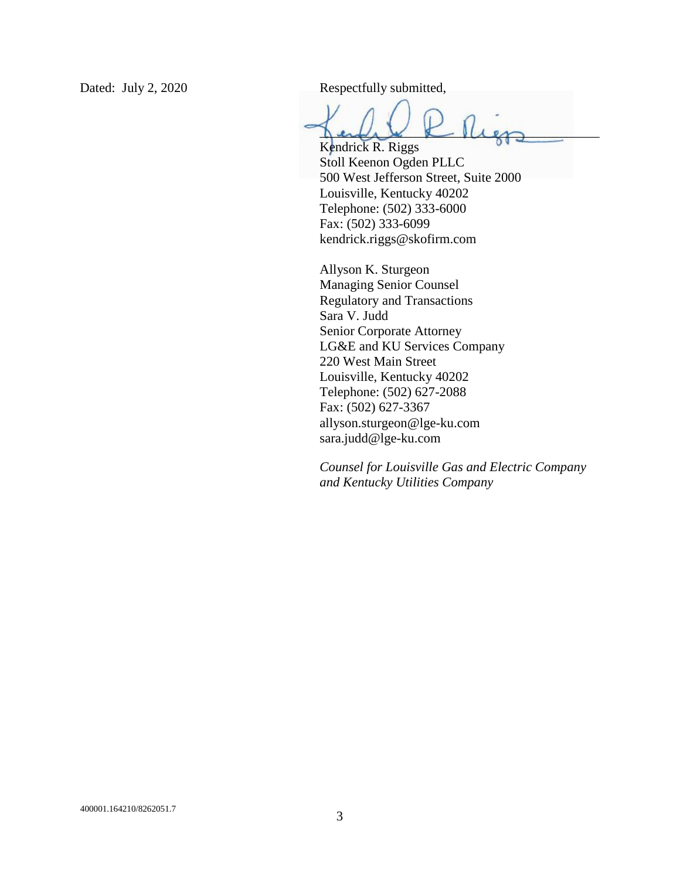Dated: July 2, 2020

Respectfully submitted,

Kendrick R. Riggs
Stoll Keenon Ogden PLLC
500 West Jefferson Street, Suite 2000
Louisville, Kentucky 40202
Telephone: (502) 333-6000
Fax: (502) 333-6099
kendrick.riggs@skofirm.com

Allyson K. Sturgeon
Managing Senior Counsel
Regulatory and Transactions
Sara V. Judd
Senior Corporate Attorney
LG&E and KU Services Company
220 West Main Street
Louisville, Kentucky 40202
Telephone: (502) 627-2088
Fax: (502) 627-3367
allyson.sturgeon@lge-ku.com
sara.judd@lge-ku.com

*Counsel for Louisville Gas and Electric Company and Kentucky Utilities Company*

400001.164210/8262051.7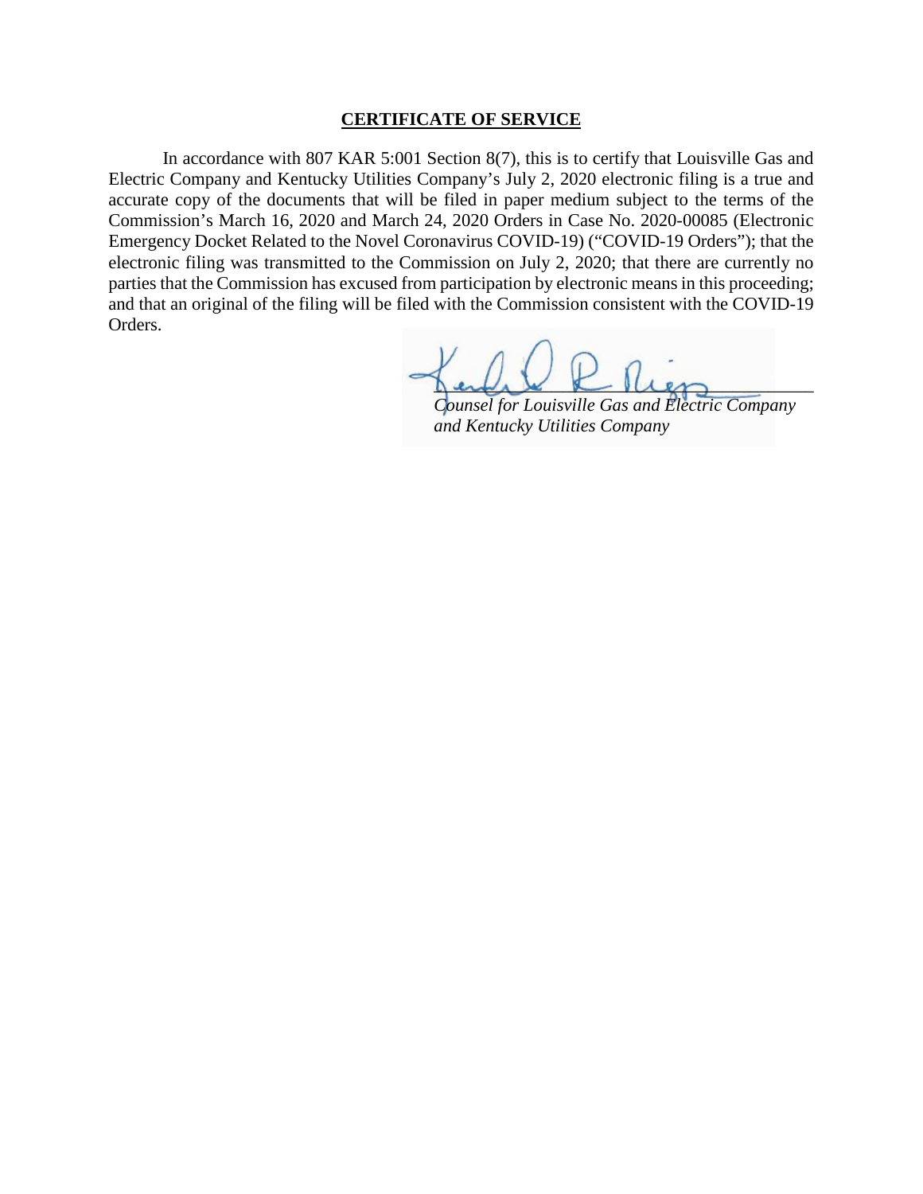## **CERTIFICATE OF SERVICE**

In accordance with 807 KAR 5:001 Section 8(7), this is to certify that Louisville Gas and Electric Company and Kentucky Utilities Company's July 2, 2020 electronic filing is a true and accurate copy of the documents that will be filed in paper medium subject to the terms of the Commission's March 16, 2020 and March 24, 2020 Orders in Case No. 2020-00085 (Electronic Emergency Docket Related to the Novel Coronavirus COVID-19) ("COVID-19 Orders"); that the electronic filing was transmitted to the Commission on July 2, 2020; that there are currently no parties that the Commission has excused from participation by electronic means in this proceeding; and that an original of the filing will be filed with the Commission consistent with the COVID-19 Orders.

_______________________________

*Counsel for Louisville Gas and Electric Company and Kentucky Utilities Company*